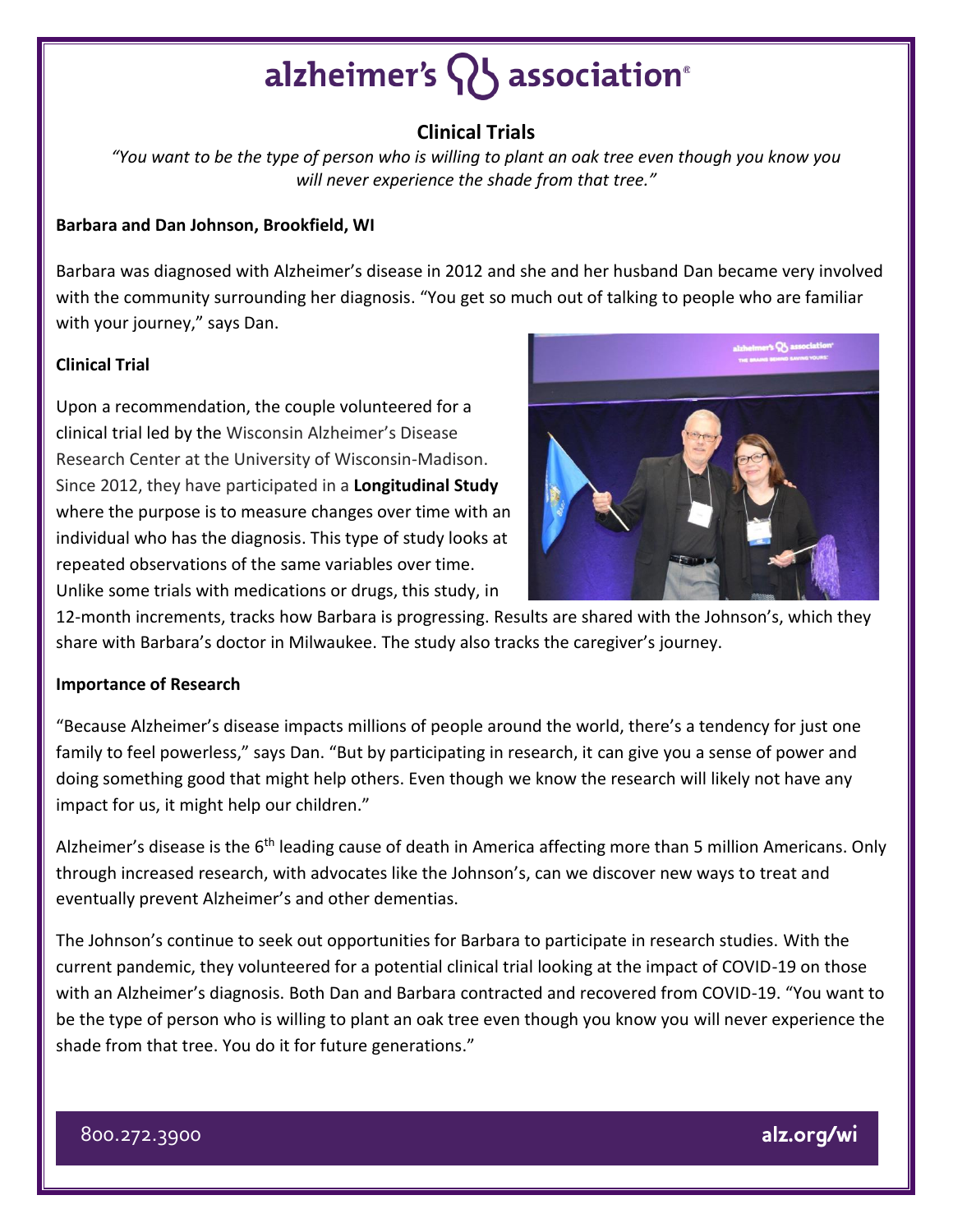# alzheimer's association

## Clinical Trials

*"You want to be the type of person who is willing to plant an oak tree even though you know you will never experience the shade from that tree."*

**Barbara and Dan Johnson, Brookfield, WI**

Barbara was diagnosed with Alzheimer's disease in 2012 and she and her husband Dan became very involved with the community surrounding her diagnosis. "You get so much out of talking to people who are familiar with your journey," says Dan.

**Clinical Trial**

Upon a recommendation, the couple volunteered for a clinical trial led by the Wisconsin Alzheimer's Disease Research Center at the University of Wisconsin-Madison. Since 2012, they have participated in a **Longitudinal Study** where the purpose is to measure changes over time with an individual who has the diagnosis. This type of study looks at repeated observations of the same variables over time. Unlike some trials with medications or drugs, this study, in 12-month increments, tracks how Barbara is progressing. Results are shared with the Johnson's, which they share with Barbara's doctor in Milwaukee. The study also tracks the caregiver's journey.

**Importance of Research**

"Because Alzheimer's disease impacts millions of people around the world, there's a tendency for just one family to feel powerless," says Dan. "But by participating in research, it can give you a sense of power and doing something good that might help others. Even though we know the research will likely not have any impact for us, it might help our children."

Alzheimer's disease is the 6th leading cause of death in America affecting more than 5 million Americans. Only through increased research, with advocates like the Johnson's, can we discover new ways to treat and eventually prevent Alzheimer's and other dementias.

The Johnson's continue to seek out opportunities for Barbara to participate in research studies. With the current pandemic, they volunteered for a potential clinical trial looking at the impact of COVID-19 on those with an Alzheimer's diagnosis. Both Dan and Barbara contracted and recovered from COVID-19. "You want to be the type of person who is willing to plant an oak tree even though you know you will never experience the shade from that tree. You do it for future generations."

800.272.3900 alz.org/wi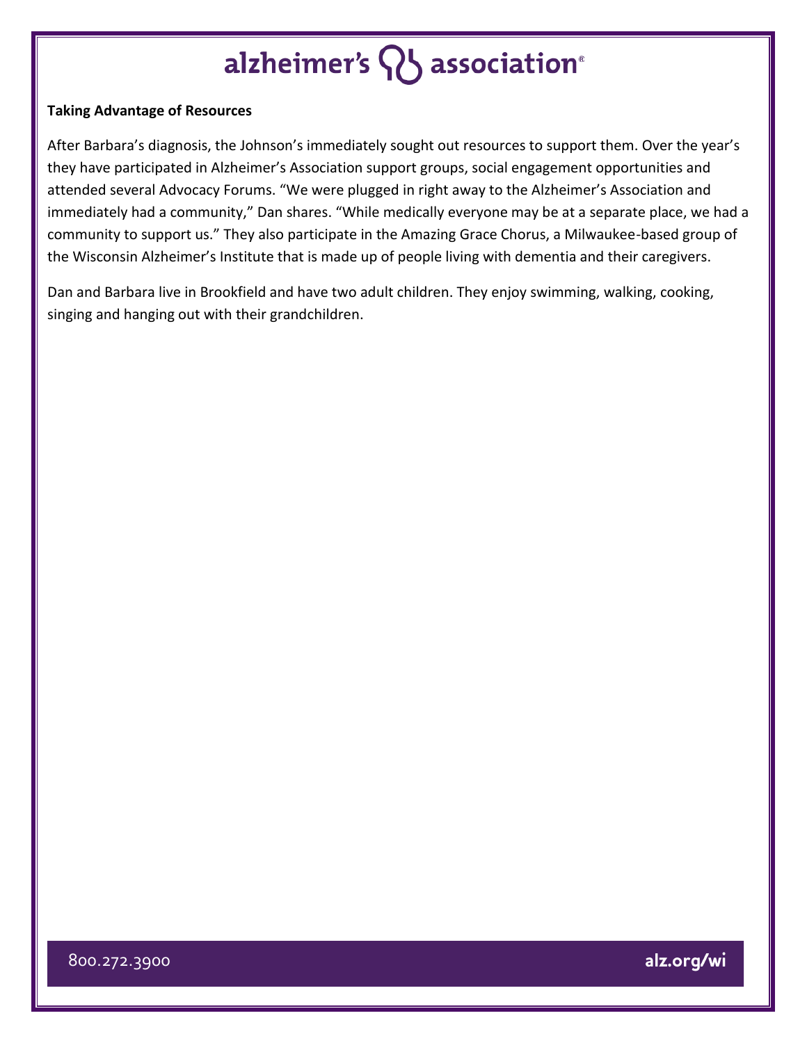**Taking Advantage of Resources**

After Barbara's diagnosis, the Johnson's immediately sought out resources to support them. Over the year's they have participated in Alzheimer's Association support groups, social engagement opportunities and attended several Advocacy Forums. "We were plugged in right away to the Alzheimer's Association and immediately had a community," Dan shares. "While medically everyone may be at a separate place, we had a community to support us." They also participate in the Amazing Grace Chorus, a Milwaukee-based group of the Wisconsin Alzheimer's Institute that is made up of people living with dementia and their caregivers.

Dan and Barbara live in Brookfield and have two adult children. They enjoy swimming, walking, cooking, singing and hanging out with their grandchildren.